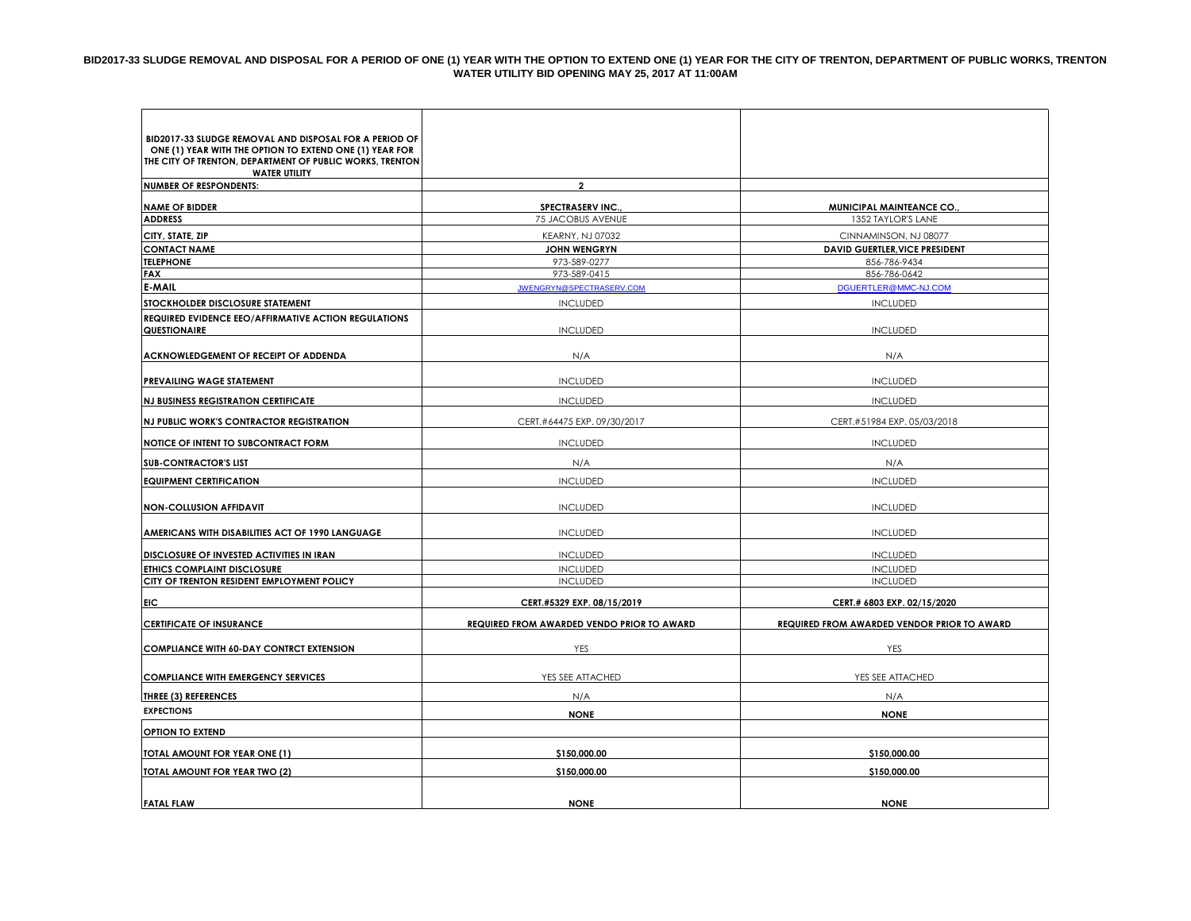# BID2017-33 SLUDGE REMOVAL AND DISPOSAL FOR A PERIOD OF ONE (1) YEAR WITH THE OPTION TO EXTEND ONE (1) YEAR FOR THE CITY OF TRENTON, DEPARTMENT OF PUBLIC WORKS, TRENTON WATER UTILITY BID OPENING MAY 25, 2017 AT 11:00AM

| BID2017-33 SLUDGE REMOVAL AND DISPOSAL FOR A PERIOD OF ONE (1) YEAR WITH THE OPTION TO EXTEND ONE (1) YEAR FOR THE CITY OF TRENTON, DEPARTMENT OF PUBLIC WORKS, TRENTON WATER UTILITY | | |
|---|---|---|
| **NUMBER OF RESPONDENTS:** | **2** | |
| **NAME OF BIDDER** | **SPECTRASERV INC.,** | **MUNICIPAL MAINTEANCE CO.,** |
| **ADDRESS** | 75 JACOBUS AVENUE | 1352 TAYLOR'S LANE |
| **CITY, STATE, ZIP** | KEARNY, NJ 07032 | CINNAMINSON, NJ 08077 |
| **CONTACT NAME** | **JOHN WENGRYN** | **DAVID GUERTLER,VICE PRESIDENT** |
| **TELEPHONE** | 973-589-0277 | 856-786-9434 |
| **FAX** | 973-589-0415 | 856-786-0642 |
| **E-MAIL** | JWENGRYN@SPECTRASERV.COM | DGUERTLER@MMC-NJ.COM |
| **STOCKHOLDER DISCLOSURE STATEMENT** | INCLUDED | INCLUDED |
| **REQUIRED EVIDENCE EEO/AFFIRMATIVE ACTION REGULATIONS QUESTIONAIRE** | INCLUDED | INCLUDED |
| **ACKNOWLEDGEMENT OF RECEIPT OF ADDENDA** | N/A | N/A |
| **PREVAILING WAGE STATEMENT** | INCLUDED | INCLUDED |
| **NJ BUSINESS REGISTRATION CERTIFICATE** | INCLUDED | INCLUDED |
| **NJ PUBLIC WORK'S CONTRACTOR REGISTRATION** | CERT.#64475 EXP. 09/30/2017 | CERT.#51984 EXP. 05/03/2018 |
| **NOTICE OF INTENT TO SUBCONTRACT FORM** | INCLUDED | INCLUDED |
| **SUB-CONTRACTOR'S LIST** | N/A | N/A |
| **EQUIPMENT CERTIFICATION** | INCLUDED | INCLUDED |
| **NON-COLLUSION AFFIDAVIT** | INCLUDED | INCLUDED |
| **AMERICANS WITH DISABILITIES ACT OF 1990 LANGUAGE** | INCLUDED | INCLUDED |
| **DISCLOSURE OF INVESTED ACTIVITIES IN IRAN** | INCLUDED | INCLUDED |
| **ETHICS COMPLAINT DISCLOSURE** | INCLUDED | INCLUDED |
| **CITY OF TRENTON RESIDENT EMPLOYMENT POLICY** | INCLUDED | INCLUDED |
| **EIC** | **CERT.#5329 EXP. 08/15/2019** | **CERT.# 6803 EXP. 02/15/2020** |
| **CERTIFICATE OF INSURANCE** | **REQUIRED FROM AWARDED VENDO PRIOR TO AWARD** | **REQUIRED FROM AWARDED VENDOR PRIOR TO AWARD** |
| **COMPLIANCE WITH 60-DAY CONTRCT EXTENSION** | YES | YES |
| **COMPLIANCE WITH EMERGENCY SERVICES** | YES SEE ATTACHED | YES SEE ATTACHED |
| **THREE (3) REFERENCES** | N/A | N/A |
| **EXPECTIONS** | **NONE** | **NONE** |
| **OPTION TO EXTEND** | | |
| **TOTAL AMOUNT FOR YEAR ONE (1)** | **$150,000.00** | **$150,000.00** |
| **TOTAL AMOUNT FOR YEAR TWO (2)** | **$150,000.00** | **$150,000.00** |
| **FATAL FLAW** | **NONE** | **NONE** |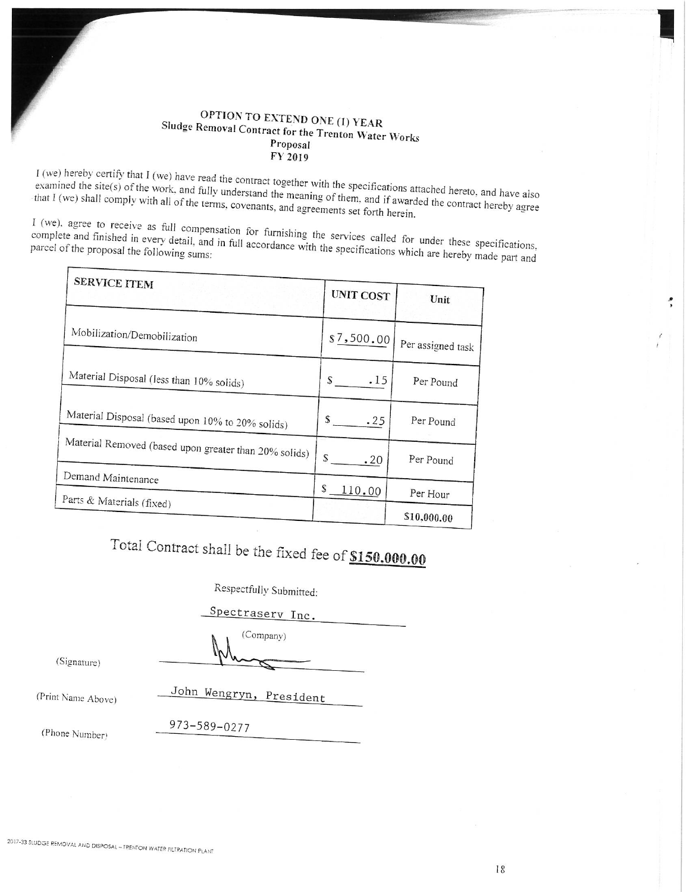# OPTION TO EXTEND ONE (1) YEAR
## Sludge Removal Contract for the Trenton Water Works
### Proposal
### FY 2019

I (we) hereby certify that I (we) have read the contract together with the specifications attached hereto, and have also examined the site(s) of the work, and fully understand the meaning of them, and if awarded the contract hereby agree that I (we) shall comply with all of the terms, covenants, and agreements set forth herein.

I (we), agree to receive as full compensation for furnishing the services called for under these specifications, complete and finished in every detail, and in full accordance with the specifications which are hereby made part and parcel of the proposal the following sums:

| SERVICE ITEM | UNIT COST | Unit |
|---|---|---|
| Mobilization/Demobilization | $7,500.00 | Per assigned task |
| Material Disposal (less than 10% solids) | $ .15 | Per Pound |
| Material Disposal (based upon 10% to 20% solids) | $ .25 | Per Pound |
| Material Removed (based upon greater than 20% solids) | $ .20 | Per Pound |
| Demand Maintenance | $ 110.00 | Per Hour |
| Parts & Materials (fixed) | | $10,000.00 |

Total Contract shall be the fixed fee of **$150,000.00**

Respectfully Submitted:

Spectraserv Inc.
(Company)

(Signature) [signature]

(Print Name Above) John Wengryn, President

(Phone Number) 973-589-0277

2017-33 SLUDGE REMOVAL AND DISPOSAL – TRENTON WATER FILTRATION PLANT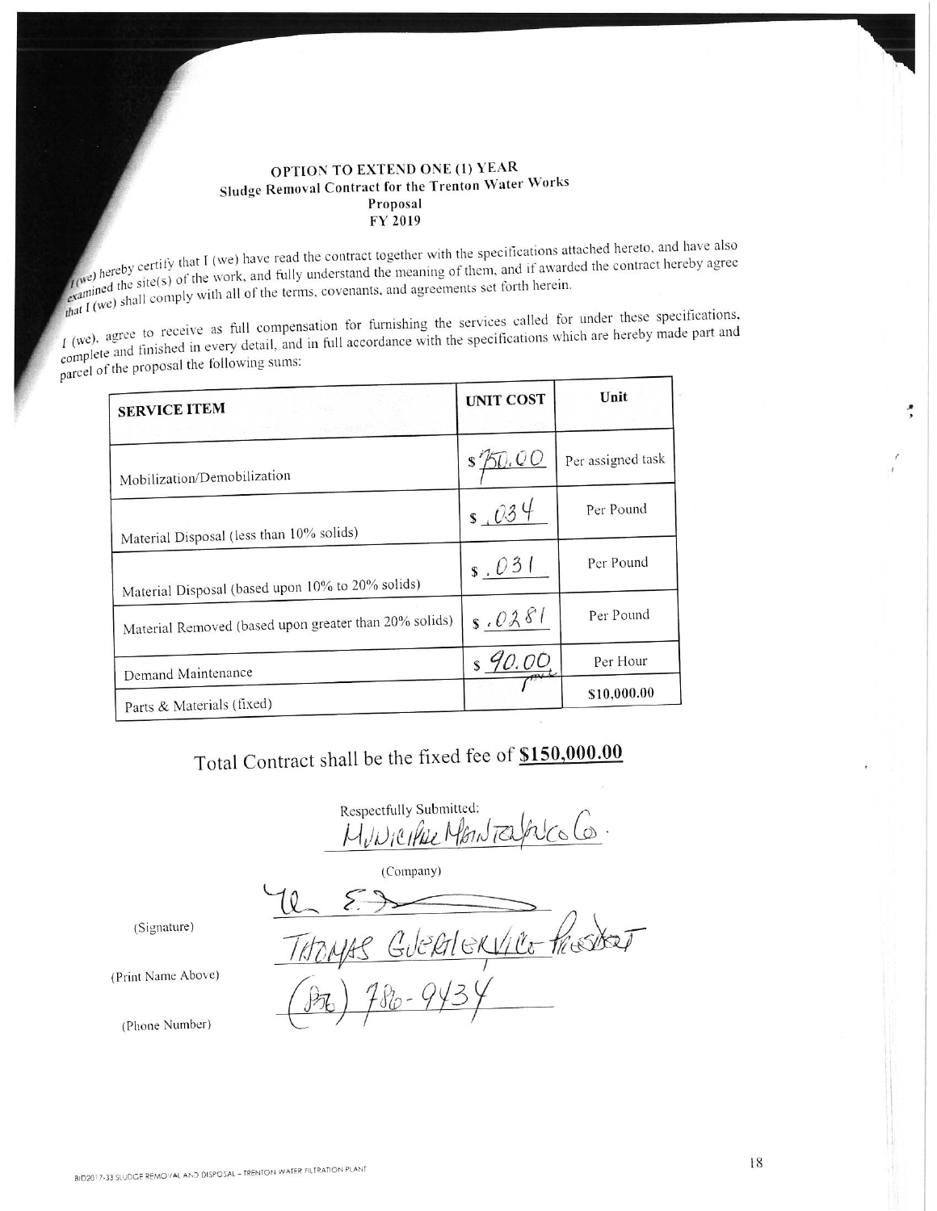**OPTION TO EXTEND ONE (1) YEAR**
**Sludge Removal Contract for the Trenton Water Works**
**Proposal**
**FY 2019**

I (we) hereby certify that I (we) have read the contract together with the specifications attached hereto, and have also examined the site(s) of the work, and fully understand the meaning of them, and if awarded the contract hereby agree that I (we) shall comply with all of the terms, covenants, and agreements set forth herein.

I (we), agree to receive as full compensation for furnishing the services called for under these specifications, complete and finished in every detail, and in full accordance with the specifications which are hereby made part and parcel of the proposal the following sums:

| SERVICE ITEM | UNIT COST | Unit |
|---|---|---|
| Mobilization/Demobilization | $750.00 | Per assigned task |
| Material Disposal (less than 10% solids) | $.034 | Per Pound |
| Material Disposal (based upon 10% to 20% solids) | $.031 | Per Pound |
| Material Removed (based upon greater than 20% solids) | $.0281 | Per Pound |
| Demand Maintenance | $90.00 | Per Hour |
| Parts & Materials (fixed) | | $10,000.00 |

Total Contract shall be the fixed fee of **$150,000.00**

Respectfully Submitted:
MUNICIPAL MAINTENANCE Co.
(Company)

(Signature)

THOMAS GUERGIERVICO President
(Print Name Above)

(856) 786-9434
(Phone Number)

BID2017-33 SLUDGE REMOVAL AND DISPOSAL – TRENTON WATER FILTRATION PLANT